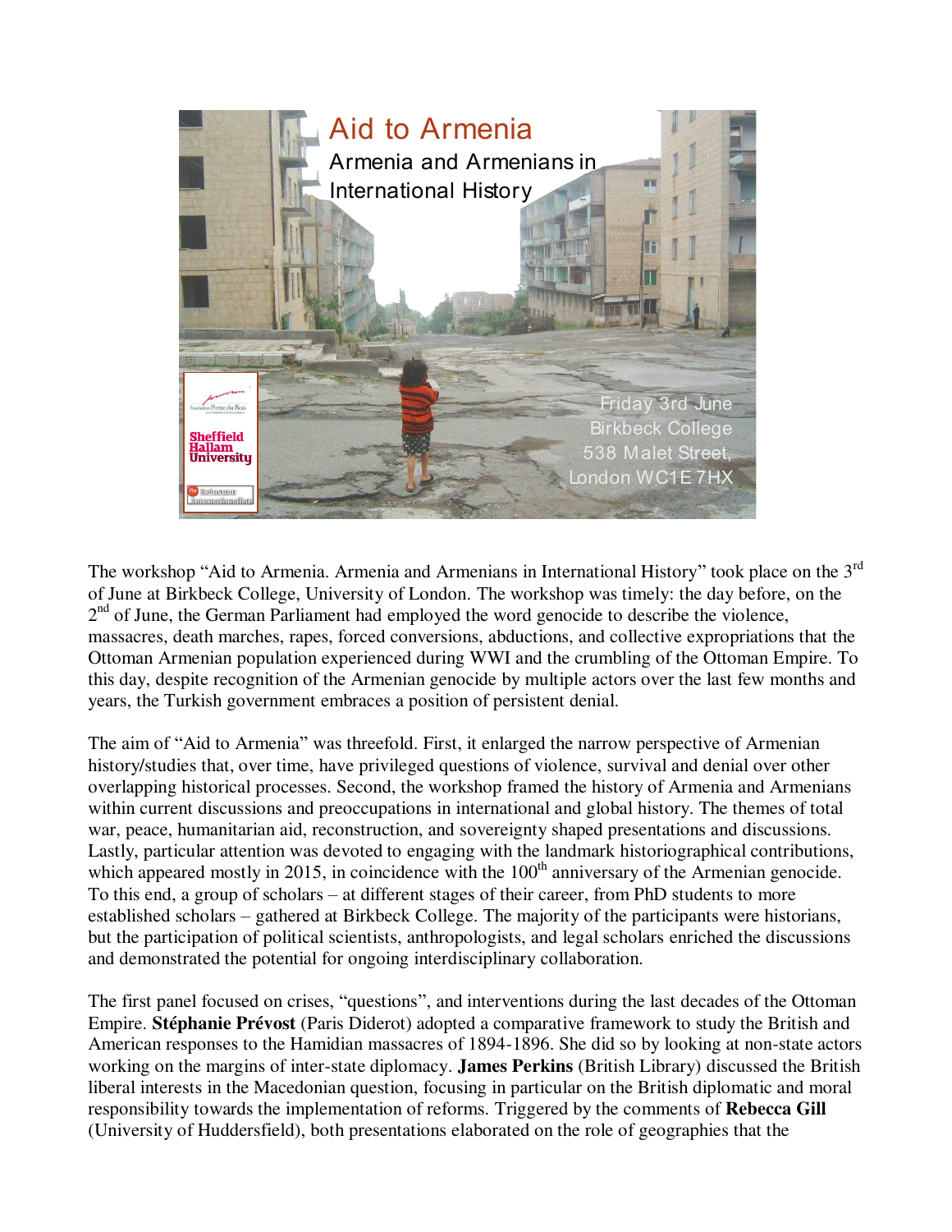# Aid to Armenia

## Armenia and Armenians in International History

Friday 3rd June
Birkbeck College
538 Malet Street,
London WC1E 7HX

The workshop "Aid to Armenia. Armenia and Armenians in International History" took place on the 3rd of June at Birkbeck College, University of London. The workshop was timely: the day before, on the 2nd of June, the German Parliament had employed the word genocide to describe the violence, massacres, death marches, rapes, forced conversions, abductions, and collective expropriations that the Ottoman Armenian population experienced during WWI and the crumbling of the Ottoman Empire. To this day, despite recognition of the Armenian genocide by multiple actors over the last few months and years, the Turkish government embraces a position of persistent denial.

The aim of "Aid to Armenia" was threefold. First, it enlarged the narrow perspective of Armenian history/studies that, over time, have privileged questions of violence, survival and denial over other overlapping historical processes. Second, the workshop framed the history of Armenia and Armenians within current discussions and preoccupations in international and global history. The themes of total war, peace, humanitarian aid, reconstruction, and sovereignty shaped presentations and discussions. Lastly, particular attention was devoted to engaging with the landmark historiographical contributions, which appeared mostly in 2015, in coincidence with the 100th anniversary of the Armenian genocide. To this end, a group of scholars – at different stages of their career, from PhD students to more established scholars – gathered at Birkbeck College. The majority of the participants were historians, but the participation of political scientists, anthropologists, and legal scholars enriched the discussions and demonstrated the potential for ongoing interdisciplinary collaboration.

The first panel focused on crises, "questions", and interventions during the last decades of the Ottoman Empire. **Stéphanie Prévost** (Paris Diderot) adopted a comparative framework to study the British and American responses to the Hamidian massacres of 1894-1896. She did so by looking at non-state actors working on the margins of inter-state diplomacy. **James Perkins** (British Library) discussed the British liberal interests in the Macedonian question, focusing in particular on the British diplomatic and moral responsibility towards the implementation of reforms. Triggered by the comments of **Rebecca Gill** (University of Huddersfield), both presentations elaborated on the role of geographies that the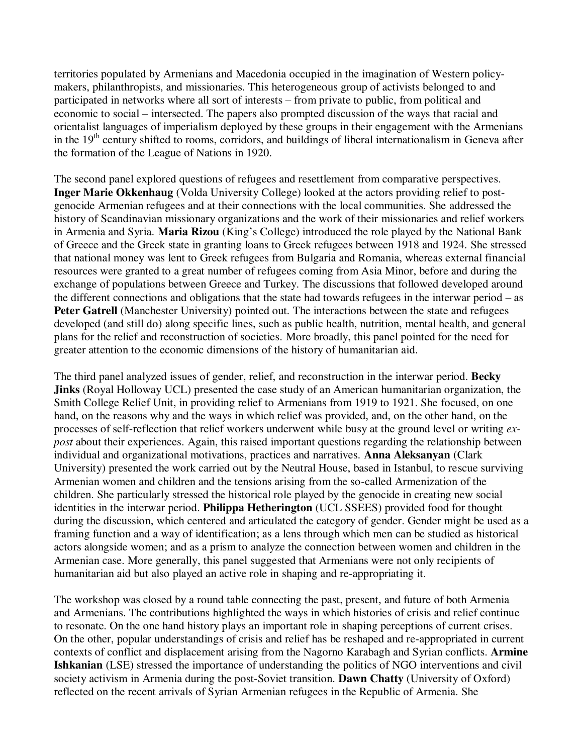territories populated by Armenians and Macedonia occupied in the imagination of Western policy-makers, philanthropists, and missionaries. This heterogeneous group of activists belonged to and participated in networks where all sort of interests – from private to public, from political and economic to social – intersected. The papers also prompted discussion of the ways that racial and orientalist languages of imperialism deployed by these groups in their engagement with the Armenians in the 19th century shifted to rooms, corridors, and buildings of liberal internationalism in Geneva after the formation of the League of Nations in 1920.

The second panel explored questions of refugees and resettlement from comparative perspectives. **Inger Marie Okkenhaug** (Volda University College) looked at the actors providing relief to post-genocide Armenian refugees and at their connections with the local communities. She addressed the history of Scandinavian missionary organizations and the work of their missionaries and relief workers in Armenia and Syria. **Maria Rizou** (King's College) introduced the role played by the National Bank of Greece and the Greek state in granting loans to Greek refugees between 1918 and 1924. She stressed that national money was lent to Greek refugees from Bulgaria and Romania, whereas external financial resources were granted to a great number of refugees coming from Asia Minor, before and during the exchange of populations between Greece and Turkey. The discussions that followed developed around the different connections and obligations that the state had towards refugees in the interwar period – as **Peter Gatrell** (Manchester University) pointed out. The interactions between the state and refugees developed (and still do) along specific lines, such as public health, nutrition, mental health, and general plans for the relief and reconstruction of societies. More broadly, this panel pointed for the need for greater attention to the economic dimensions of the history of humanitarian aid.

The third panel analyzed issues of gender, relief, and reconstruction in the interwar period. **Becky Jinks** (Royal Holloway UCL) presented the case study of an American humanitarian organization, the Smith College Relief Unit, in providing relief to Armenians from 1919 to 1921. She focused, on one hand, on the reasons why and the ways in which relief was provided, and, on the other hand, on the processes of self-reflection that relief workers underwent while busy at the ground level or writing *ex-post* about their experiences. Again, this raised important questions regarding the relationship between individual and organizational motivations, practices and narratives. **Anna Aleksanyan** (Clark University) presented the work carried out by the Neutral House, based in Istanbul, to rescue surviving Armenian women and children and the tensions arising from the so-called Armenization of the children. She particularly stressed the historical role played by the genocide in creating new social identities in the interwar period. **Philippa Hetherington** (UCL SSEES) provided food for thought during the discussion, which centered and articulated the category of gender. Gender might be used as a framing function and a way of identification; as a lens through which men can be studied as historical actors alongside women; and as a prism to analyze the connection between women and children in the Armenian case. More generally, this panel suggested that Armenians were not only recipients of humanitarian aid but also played an active role in shaping and re-appropriating it.

The workshop was closed by a round table connecting the past, present, and future of both Armenia and Armenians. The contributions highlighted the ways in which histories of crisis and relief continue to resonate. On the one hand history plays an important role in shaping perceptions of current crises. On the other, popular understandings of crisis and relief has be reshaped and re-appropriated in current contexts of conflict and displacement arising from the Nagorno Karabagh and Syrian conflicts. **Armine Ishkanian** (LSE) stressed the importance of understanding the politics of NGO interventions and civil society activism in Armenia during the post-Soviet transition. **Dawn Chatty** (University of Oxford) reflected on the recent arrivals of Syrian Armenian refugees in the Republic of Armenia. She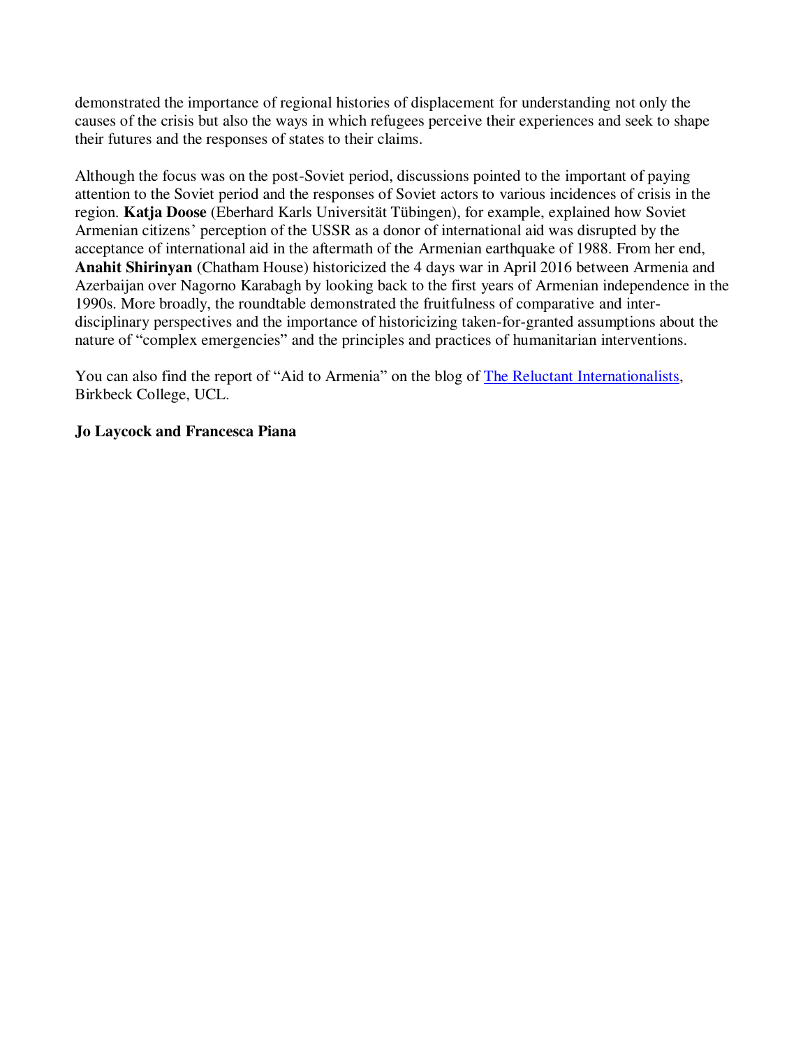demonstrated the importance of regional histories of displacement for understanding not only the causes of the crisis but also the ways in which refugees perceive their experiences and seek to shape their futures and the responses of states to their claims.

Although the focus was on the post-Soviet period, discussions pointed to the important of paying attention to the Soviet period and the responses of Soviet actors to various incidences of crisis in the region. **Katja Doose** (Eberhard Karls Universität Tübingen), for example, explained how Soviet Armenian citizens' perception of the USSR as a donor of international aid was disrupted by the acceptance of international aid in the aftermath of the Armenian earthquake of 1988. From her end, **Anahit Shirinyan** (Chatham House) historicized the 4 days war in April 2016 between Armenia and Azerbaijan over Nagorno Karabagh by looking back to the first years of Armenian independence in the 1990s. More broadly, the roundtable demonstrated the fruitfulness of comparative and inter-disciplinary perspectives and the importance of historicizing taken-for-granted assumptions about the nature of "complex emergencies" and the principles and practices of humanitarian interventions.

You can also find the report of "Aid to Armenia" on the blog of The Reluctant Internationalists, Birkbeck College, UCL.

**Jo Laycock and Francesca Piana**